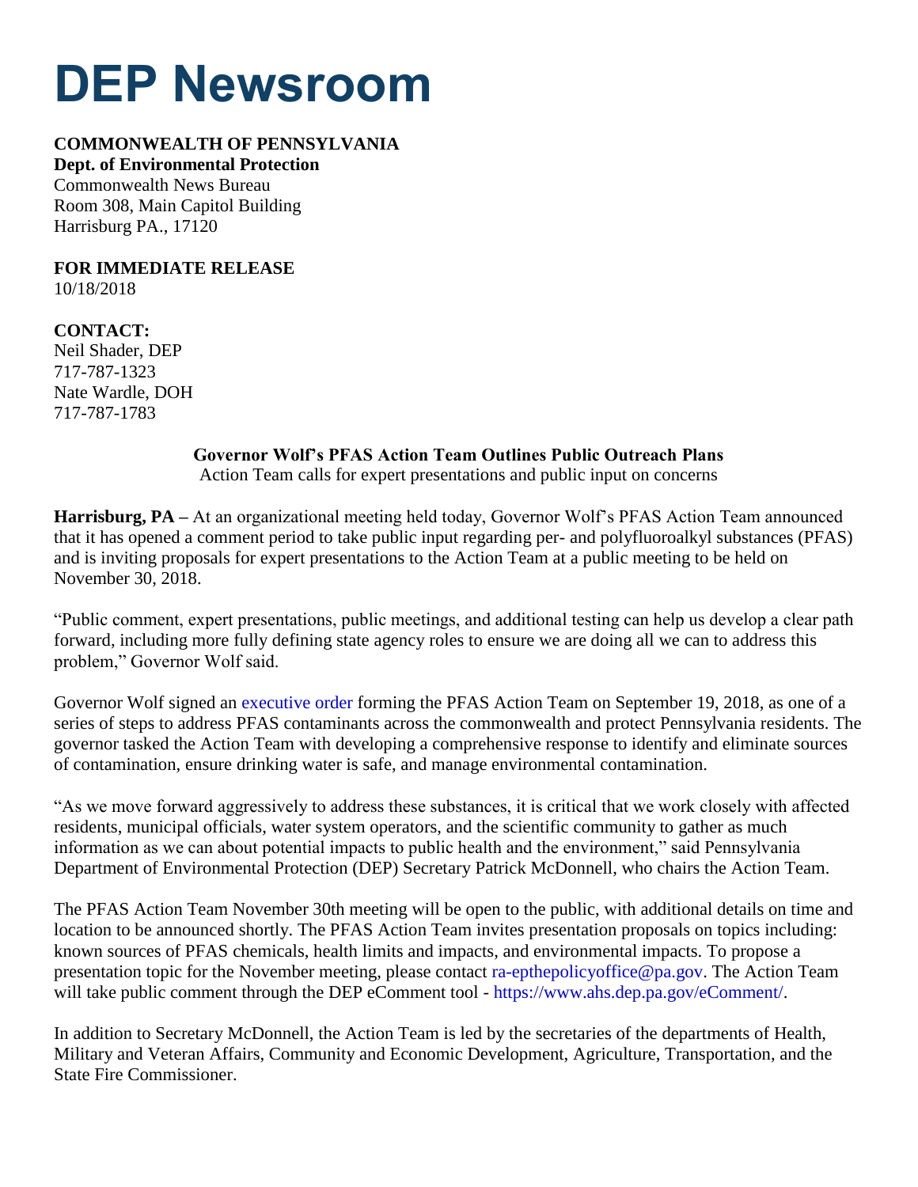# DEP Newsroom

**COMMONWEALTH OF PENNSYLVANIA**
**Dept. of Environmental Protection**
Commonwealth News Bureau
Room 308, Main Capitol Building
Harrisburg PA., 17120

**FOR IMMEDIATE RELEASE**
10/18/2018

**CONTACT:**
Neil Shader, DEP
717-787-1323
Nate Wardle, DOH
717-787-1783

**Governor Wolf's PFAS Action Team Outlines Public Outreach Plans**
Action Team calls for expert presentations and public input on concerns

**Harrisburg, PA –** At an organizational meeting held today, Governor Wolf's PFAS Action Team announced that it has opened a comment period to take public input regarding per- and polyfluoroalkyl substances (PFAS) and is inviting proposals for expert presentations to the Action Team at a public meeting to be held on November 30, 2018.

"Public comment, expert presentations, public meetings, and additional testing can help us develop a clear path forward, including more fully defining state agency roles to ensure we are doing all we can to address this problem," Governor Wolf said.

Governor Wolf signed an executive order forming the PFAS Action Team on September 19, 2018, as one of a series of steps to address PFAS contaminants across the commonwealth and protect Pennsylvania residents. The governor tasked the Action Team with developing a comprehensive response to identify and eliminate sources of contamination, ensure drinking water is safe, and manage environmental contamination.

"As we move forward aggressively to address these substances, it is critical that we work closely with affected residents, municipal officials, water system operators, and the scientific community to gather as much information as we can about potential impacts to public health and the environment," said Pennsylvania Department of Environmental Protection (DEP) Secretary Patrick McDonnell, who chairs the Action Team.

The PFAS Action Team November 30th meeting will be open to the public, with additional details on time and location to be announced shortly. The PFAS Action Team invites presentation proposals on topics including: known sources of PFAS chemicals, health limits and impacts, and environmental impacts. To propose a presentation topic for the November meeting, please contact ra-epthepolicyoffice@pa.gov. The Action Team will take public comment through the DEP eComment tool - https://www.ahs.dep.pa.gov/eComment/.

In addition to Secretary McDonnell, the Action Team is led by the secretaries of the departments of Health, Military and Veteran Affairs, Community and Economic Development, Agriculture, Transportation, and the State Fire Commissioner.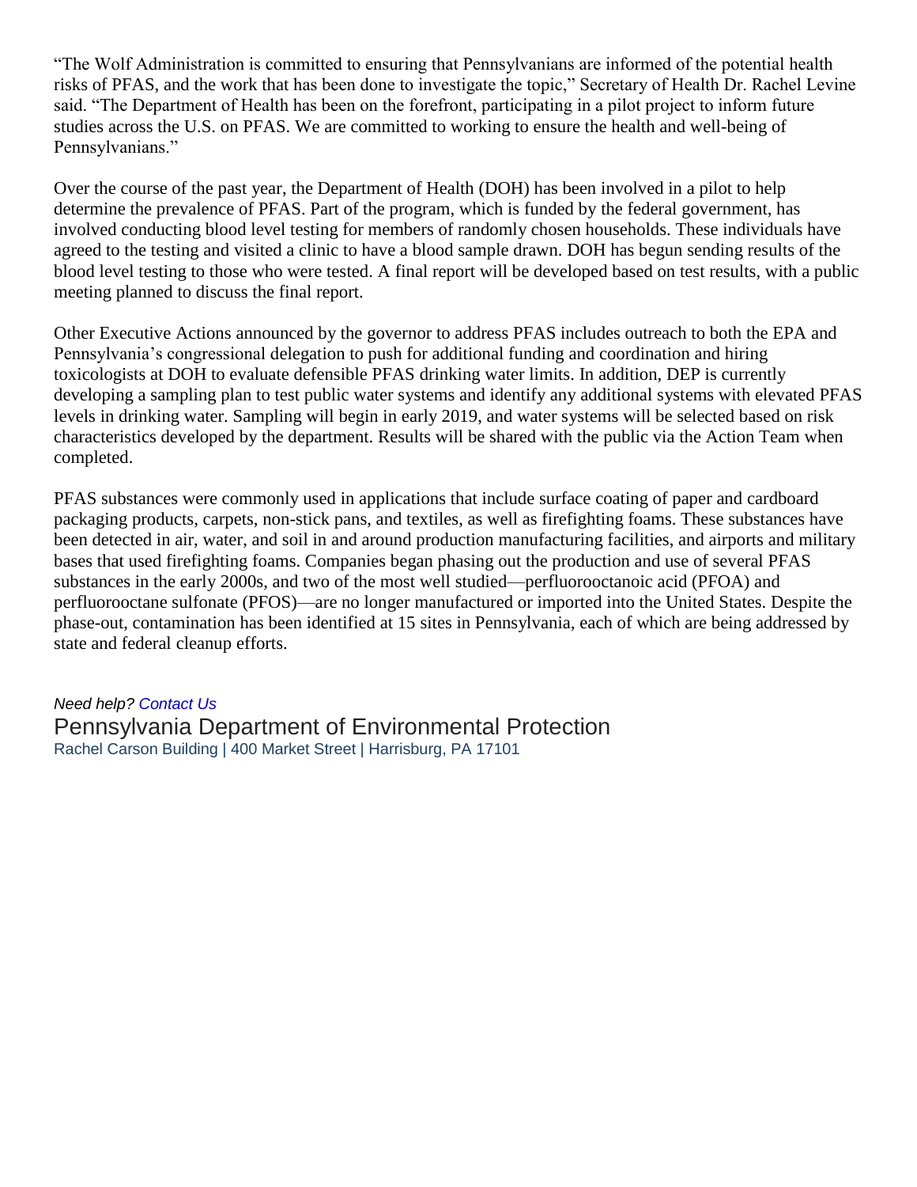"The Wolf Administration is committed to ensuring that Pennsylvanians are informed of the potential health risks of PFAS, and the work that has been done to investigate the topic," Secretary of Health Dr. Rachel Levine said. "The Department of Health has been on the forefront, participating in a pilot project to inform future studies across the U.S. on PFAS. We are committed to working to ensure the health and well-being of Pennsylvanians."

Over the course of the past year, the Department of Health (DOH) has been involved in a pilot to help determine the prevalence of PFAS. Part of the program, which is funded by the federal government, has involved conducting blood level testing for members of randomly chosen households. These individuals have agreed to the testing and visited a clinic to have a blood sample drawn. DOH has begun sending results of the blood level testing to those who were tested. A final report will be developed based on test results, with a public meeting planned to discuss the final report.

Other Executive Actions announced by the governor to address PFAS includes outreach to both the EPA and Pennsylvania's congressional delegation to push for additional funding and coordination and hiring toxicologists at DOH to evaluate defensible PFAS drinking water limits. In addition, DEP is currently developing a sampling plan to test public water systems and identify any additional systems with elevated PFAS levels in drinking water. Sampling will begin in early 2019, and water systems will be selected based on risk characteristics developed by the department. Results will be shared with the public via the Action Team when completed.

PFAS substances were commonly used in applications that include surface coating of paper and cardboard packaging products, carpets, non-stick pans, and textiles, as well as firefighting foams. These substances have been detected in air, water, and soil in and around production manufacturing facilities, and airports and military bases that used firefighting foams. Companies began phasing out the production and use of several PFAS substances in the early 2000s, and two of the most well studied—perfluorooctanoic acid (PFOA) and perfluorooctane sulfonate (PFOS)—are no longer manufactured or imported into the United States. Despite the phase-out, contamination has been identified at 15 sites in Pennsylvania, each of which are being addressed by state and federal cleanup efforts.

*Need help? Contact Us*

Pennsylvania Department of Environmental Protection

Rachel Carson Building | 400 Market Street | Harrisburg, PA 17101